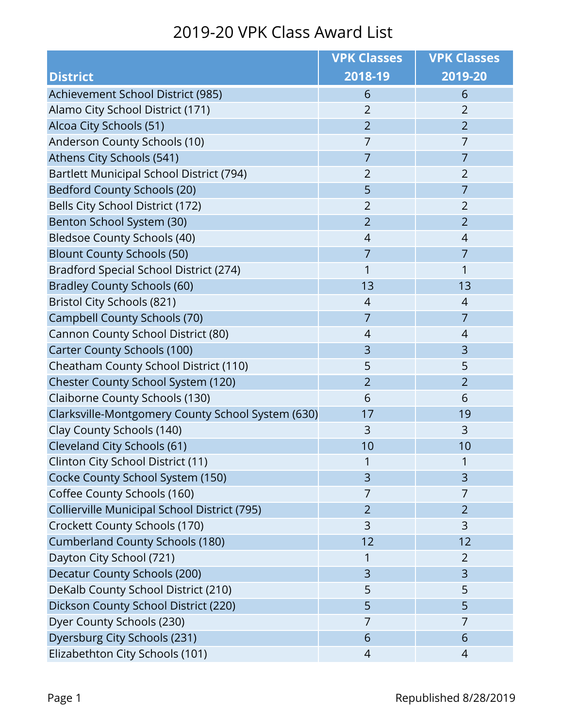# 2019-20 VPK Class Award List

| District | VPK Classes 2018-19 | VPK Classes 2019-20 |
|---|---|---|
| Achievement School District (985) | 6 | 6 |
| Alamo City School District (171) | 2 | 2 |
| Alcoa City Schools (51) | 2 | 2 |
| Anderson County Schools (10) | 7 | 7 |
| Athens City Schools (541) | 7 | 7 |
| Bartlett Municipal School District (794) | 2 | 2 |
| Bedford County Schools (20) | 5 | 7 |
| Bells City School District (172) | 2 | 2 |
| Benton School System (30) | 2 | 2 |
| Bledsoe County Schools (40) | 4 | 4 |
| Blount County Schools (50) | 7 | 7 |
| Bradford Special School District (274) | 1 | 1 |
| Bradley County Schools (60) | 13 | 13 |
| Bristol City Schools (821) | 4 | 4 |
| Campbell County Schools (70) | 7 | 7 |
| Cannon County School District (80) | 4 | 4 |
| Carter County Schools (100) | 3 | 3 |
| Cheatham County School District (110) | 5 | 5 |
| Chester County School System (120) | 2 | 2 |
| Claiborne County Schools (130) | 6 | 6 |
| Clarksville-Montgomery County School System (630) | 17 | 19 |
| Clay County Schools (140) | 3 | 3 |
| Cleveland City Schools (61) | 10 | 10 |
| Clinton City School District (11) | 1 | 1 |
| Cocke County School System (150) | 3 | 3 |
| Coffee County Schools (160) | 7 | 7 |
| Collierville Municipal School District (795) | 2 | 2 |
| Crockett County Schools (170) | 3 | 3 |
| Cumberland County Schools (180) | 12 | 12 |
| Dayton City School (721) | 1 | 2 |
| Decatur County Schools (200) | 3 | 3 |
| DeKalb County School District (210) | 5 | 5 |
| Dickson County School District (220) | 5 | 5 |
| Dyer County Schools (230) | 7 | 7 |
| Dyersburg City Schools (231) | 6 | 6 |
| Elizabethton City Schools (101) | 4 | 4 |

Republished 8/28/2019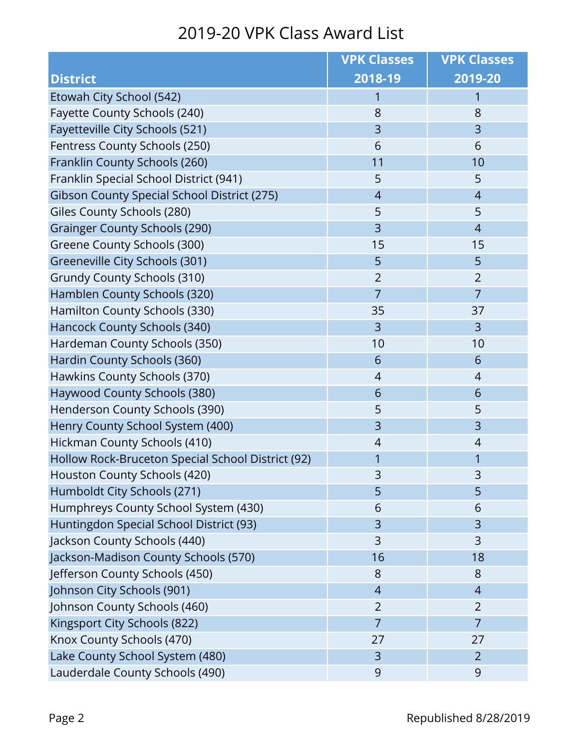# 2019-20 VPK Class Award List

| District | VPK Classes 2018-19 | VPK Classes 2019-20 |
|---|---|---|
| Etowah City School (542) | 1 | 1 |
| Fayette County Schools (240) | 8 | 8 |
| Fayetteville City Schools (521) | 3 | 3 |
| Fentress County Schools (250) | 6 | 6 |
| Franklin County Schools (260) | 11 | 10 |
| Franklin Special School District (941) | 5 | 5 |
| Gibson County Special School District (275) | 4 | 4 |
| Giles County Schools (280) | 5 | 5 |
| Grainger County Schools (290) | 3 | 4 |
| Greene County Schools (300) | 15 | 15 |
| Greeneville City Schools (301) | 5 | 5 |
| Grundy County Schools (310) | 2 | 2 |
| Hamblen County Schools (320) | 7 | 7 |
| Hamilton County Schools (330) | 35 | 37 |
| Hancock County Schools (340) | 3 | 3 |
| Hardeman County Schools (350) | 10 | 10 |
| Hardin County Schools (360) | 6 | 6 |
| Hawkins County Schools (370) | 4 | 4 |
| Haywood County Schools (380) | 6 | 6 |
| Henderson County Schools (390) | 5 | 5 |
| Henry County School System (400) | 3 | 3 |
| Hickman County Schools (410) | 4 | 4 |
| Hollow Rock-Bruceton Special School District (92) | 1 | 1 |
| Houston County Schools (420) | 3 | 3 |
| Humboldt City Schools (271) | 5 | 5 |
| Humphreys County School System (430) | 6 | 6 |
| Huntingdon Special School District (93) | 3 | 3 |
| Jackson County Schools (440) | 3 | 3 |
| Jackson-Madison County Schools (570) | 16 | 18 |
| Jefferson County Schools (450) | 8 | 8 |
| Johnson City Schools (901) | 4 | 4 |
| Johnson County Schools (460) | 2 | 2 |
| Kingsport City Schools (822) | 7 | 7 |
| Knox County Schools (470) | 27 | 27 |
| Lake County School System (480) | 3 | 2 |
| Lauderdale County Schools (490) | 9 | 9 |

Republished 8/28/2019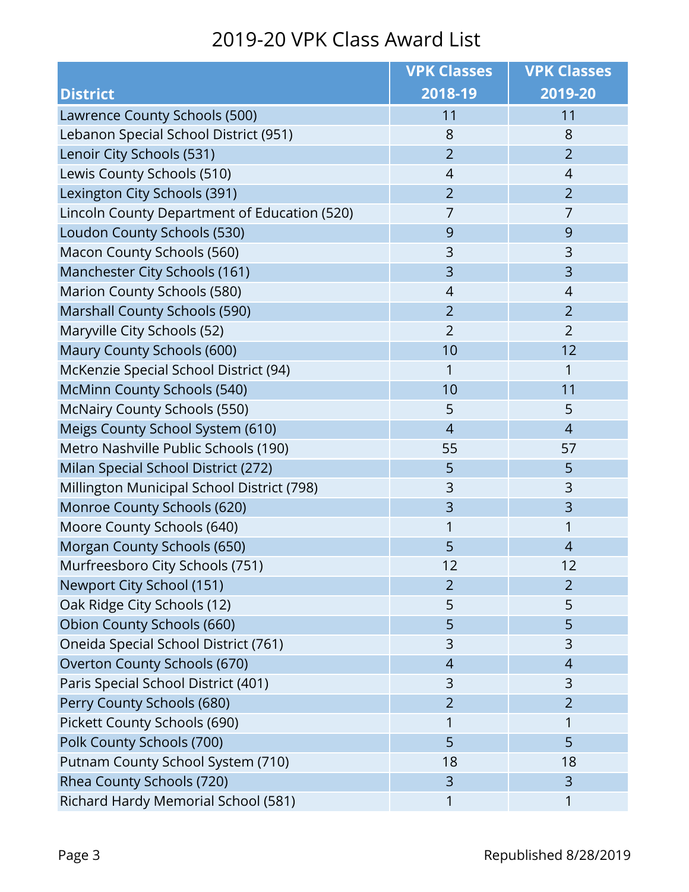# 2019-20 VPK Class Award List

| District | VPK Classes 2018-19 | VPK Classes 2019-20 |
|---|---|---|
| Lawrence County Schools (500) | 11 | 11 |
| Lebanon Special School District (951) | 8 | 8 |
| Lenoir City Schools (531) | 2 | 2 |
| Lewis County Schools (510) | 4 | 4 |
| Lexington City Schools (391) | 2 | 2 |
| Lincoln County Department of Education (520) | 7 | 7 |
| Loudon County Schools (530) | 9 | 9 |
| Macon County Schools (560) | 3 | 3 |
| Manchester City Schools (161) | 3 | 3 |
| Marion County Schools (580) | 4 | 4 |
| Marshall County Schools (590) | 2 | 2 |
| Maryville City Schools (52) | 2 | 2 |
| Maury County Schools (600) | 10 | 12 |
| McKenzie Special School District (94) | 1 | 1 |
| McMinn County Schools (540) | 10 | 11 |
| McNairy County Schools (550) | 5 | 5 |
| Meigs County School System (610) | 4 | 4 |
| Metro Nashville Public Schools (190) | 55 | 57 |
| Milan Special School District (272) | 5 | 5 |
| Millington Municipal School District (798) | 3 | 3 |
| Monroe County Schools (620) | 3 | 3 |
| Moore County Schools (640) | 1 | 1 |
| Morgan County Schools (650) | 5 | 4 |
| Murfreesboro City Schools (751) | 12 | 12 |
| Newport City School (151) | 2 | 2 |
| Oak Ridge City Schools (12) | 5 | 5 |
| Obion County Schools (660) | 5 | 5 |
| Oneida Special School District (761) | 3 | 3 |
| Overton County Schools (670) | 4 | 4 |
| Paris Special School District (401) | 3 | 3 |
| Perry County Schools (680) | 2 | 2 |
| Pickett County Schools (690) | 1 | 1 |
| Polk County Schools (700) | 5 | 5 |
| Putnam County School System (710) | 18 | 18 |
| Rhea County Schools (720) | 3 | 3 |
| Richard Hardy Memorial School (581) | 1 | 1 |

Republished 8/28/2019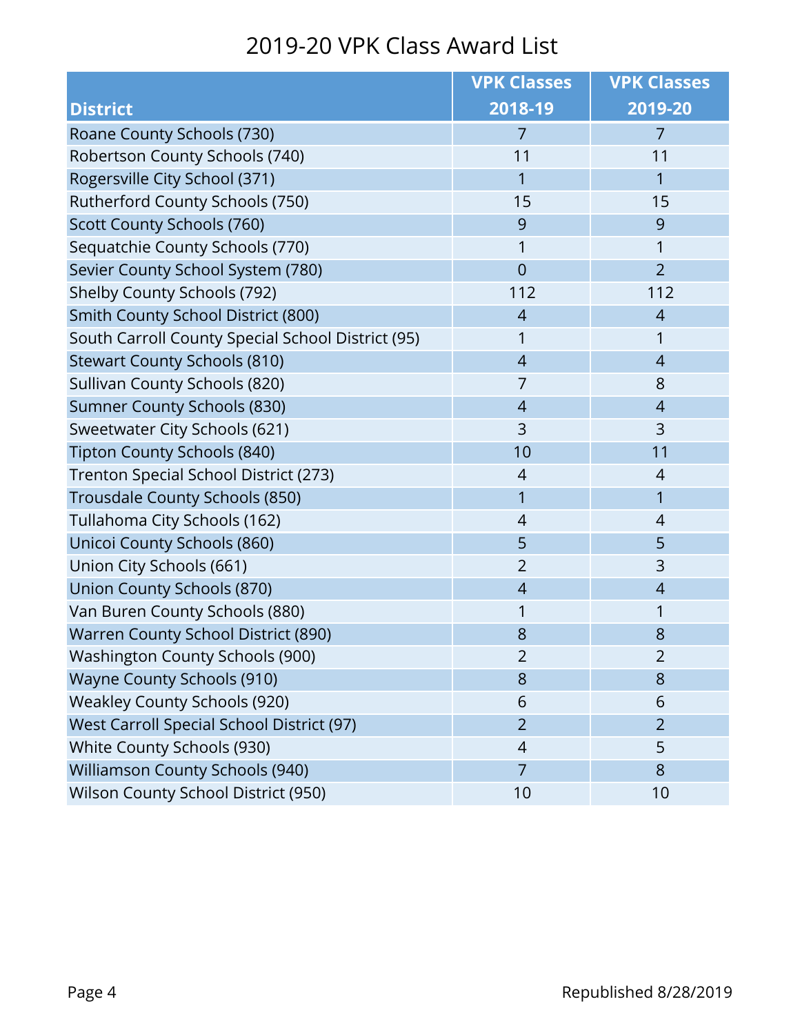# 2019-20 VPK Class Award List

| District | VPK Classes 2018-19 | VPK Classes 2019-20 |
|---|---|---|
| Roane County Schools (730) | 7 | 7 |
| Robertson County Schools (740) | 11 | 11 |
| Rogersville City School (371) | 1 | 1 |
| Rutherford County Schools (750) | 15 | 15 |
| Scott County Schools (760) | 9 | 9 |
| Sequatchie County Schools (770) | 1 | 1 |
| Sevier County School System (780) | 0 | 2 |
| Shelby County Schools (792) | 112 | 112 |
| Smith County School District (800) | 4 | 4 |
| South Carroll County Special School District (95) | 1 | 1 |
| Stewart County Schools (810) | 4 | 4 |
| Sullivan County Schools (820) | 7 | 8 |
| Sumner County Schools (830) | 4 | 4 |
| Sweetwater City Schools (621) | 3 | 3 |
| Tipton County Schools (840) | 10 | 11 |
| Trenton Special School District (273) | 4 | 4 |
| Trousdale County Schools (850) | 1 | 1 |
| Tullahoma City Schools (162) | 4 | 4 |
| Unicoi County Schools (860) | 5 | 5 |
| Union City Schools (661) | 2 | 3 |
| Union County Schools (870) | 4 | 4 |
| Van Buren County Schools (880) | 1 | 1 |
| Warren County School District (890) | 8 | 8 |
| Washington County Schools (900) | 2 | 2 |
| Wayne County Schools (910) | 8 | 8 |
| Weakley County Schools (920) | 6 | 6 |
| West Carroll Special School District (97) | 2 | 2 |
| White County Schools (930) | 4 | 5 |
| Williamson County Schools (940) | 7 | 8 |
| Wilson County School District (950) | 10 | 10 |

Republished 8/28/2019